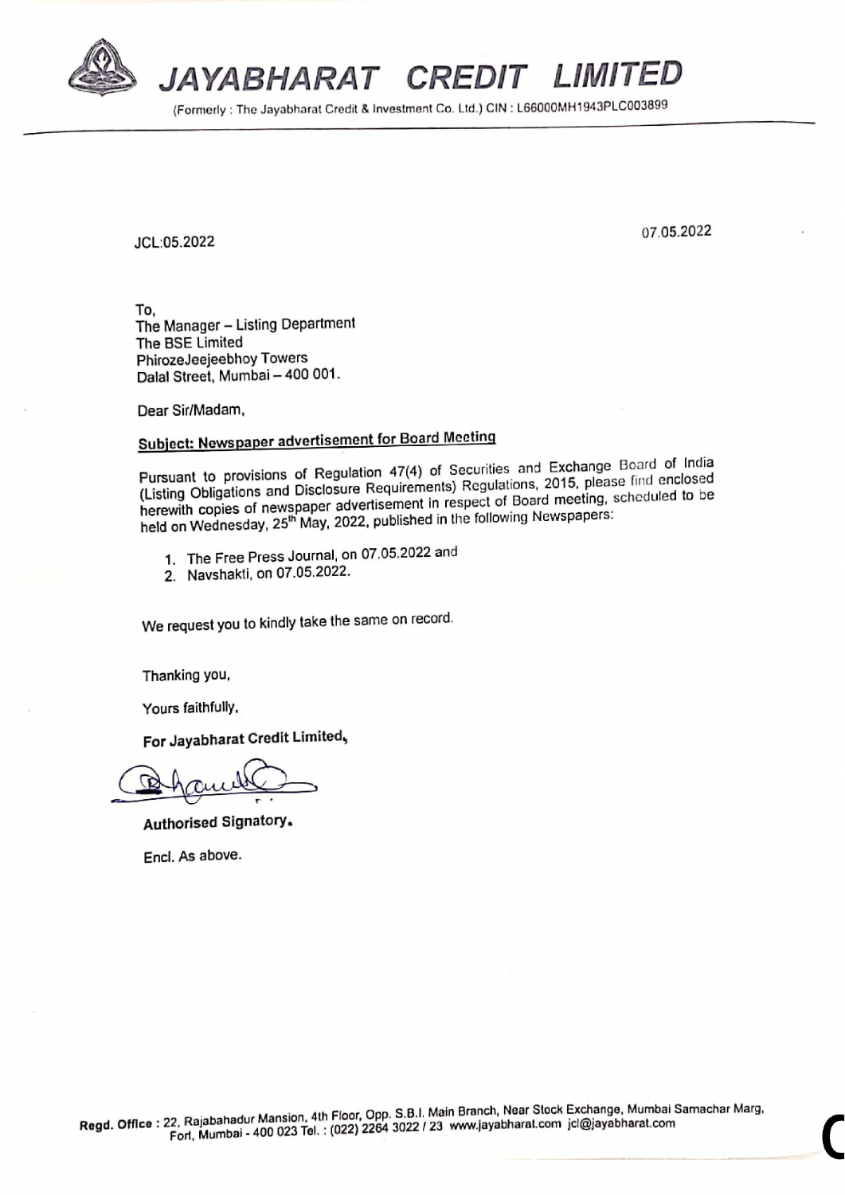# JAYABHARAT CREDIT LIMITED

(Formerly : The Jayabharat Credit & Investment Co. Ltd.) CIN : L66000MH1943PLC003899

JCL:05.2022

07.05.2022

To,
The Manager – Listing Department
The BSE Limited
PhirozeJeejeebhoy Towers
Dalal Street, Mumbai – 400 001.

Dear Sir/Madam,

**Subject: Newspaper advertisement for Board Meeting**

Pursuant to provisions of Regulation 47(4) of Securities and Exchange Board of India (Listing Obligations and Disclosure Requirements) Regulations, 2015, please find enclosed herewith copies of newspaper advertisement in respect of Board meeting, scheduled to be held on Wednesday, 25th May, 2022, published in the following Newspapers:

1. The Free Press Journal, on 07.05.2022 and
2. Navshakti, on 07.05.2022.

We request you to kindly take the same on record.

Thanking you,

Yours faithfully,

**For Jayabharat Credit Limited,**

**Authorised Signatory.**

Encl. As above.

**Regd. Office :** 22, Rajabahadur Mansion, 4th Floor, Opp. S.B.I. Main Branch, Near Stock Exchange, Mumbai Samachar Marg, Fort, Mumbai - 400 023 Tel. : (022) 2264 3022 / 23 www.jayabharat.com jcl@jayabharat.com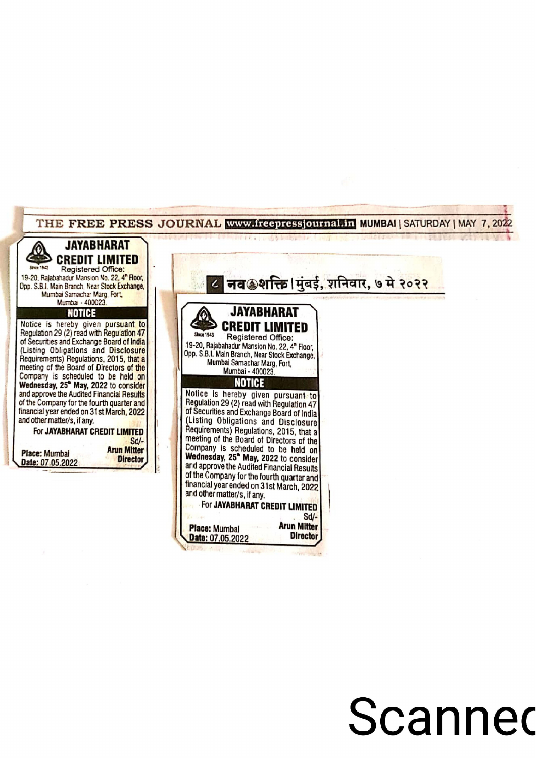THE FREE PRESS JOURNAL www.freepressjournal.in MUMBAI | SATURDAY | MAY 7, 2022

## JAYABHARAT CREDIT LIMITED

Since 1943

Registered Office:
19-20, Rajabahadur Mansion No. 22, 4th Floor, Opp. S.B.I. Main Branch, Near Stock Exchange, Mumbai Samachar Marg, Fort, Mumbai - 400023.

### NOTICE

Notice is hereby given pursuant to Regulation 29 (2) read with Regulation 47 of Securities and Exchange Board of India (Listing Obligations and Disclosure Requirements) Regulations, 2015, that a meeting of the Board of Directors of the Company is scheduled to be held on **Wednesday, 25th May, 2022** to consider and approve the Audited Financial Results of the Company for the fourth quarter and financial year ended on 31st March, 2022 and other matter/s, if any.

For **JAYABHARAT CREDIT LIMITED**
Sd/-
**Arun Mitter**
**Director**

**Place:** Mumbai
**Date:** 07.05.2022

८ नवशक्ति | मुंबई, शनिवार, ७ मे २०२२

## JAYABHARAT CREDIT LIMITED

Since 1943

Registered Office:
19-20, Rajabahadur Mansion No. 22, 4th Floor, Opp. S.B.I. Main Branch, Near Stock Exchange, Mumbai Samachar Marg, Fort, Mumbai - 400023.

### NOTICE

Notice is hereby given pursuant to Regulation 29 (2) read with Regulation 47 of Securities and Exchange Board of India (Listing Obligations and Disclosure Requirements) Regulations, 2015, that a meeting of the Board of Directors of the Company is scheduled to be held on **Wednesday, 25th May, 2022** to consider and approve the Audited Financial Results of the Company for the fourth quarter and financial year ended on 31st March, 2022 and other matter/s, if any.

For **JAYABHARAT CREDIT LIMITED**
Sd/-
**Arun Mitter**
**Director**

**Place:** Mumbai
**Date:** 07.05.2022